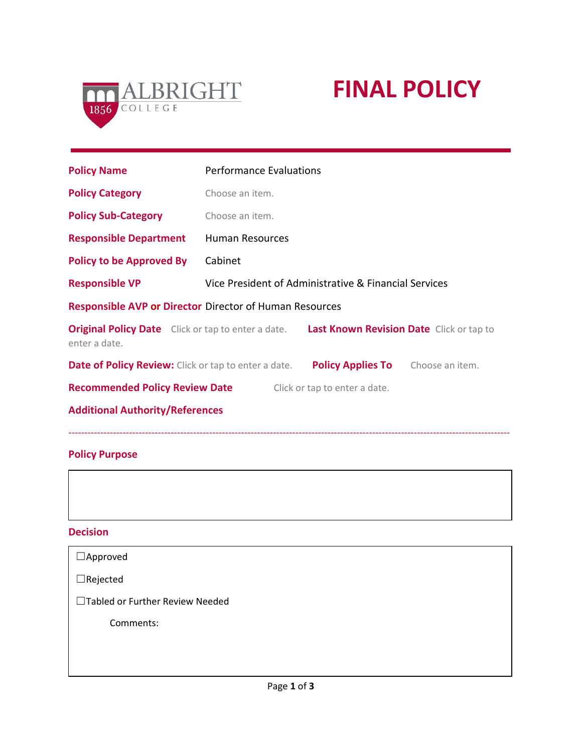ALBRIGHT COLLEGE 1856

# FINAL POLICY

---

**Policy Name** Performance Evaluations

**Policy Category** Choose an item.

**Policy Sub-Category** Choose an item.

**Responsible Department** Human Resources

**Policy to be Approved By** Cabinet

**Responsible VP** Vice President of Administrative & Financial Services

**Responsible AVP or Director** Director of Human Resources

**Original Policy Date** Click or tap to enter a date. **Last Known Revision Date** Click or tap to enter a date.

**Date of Policy Review:** Click or tap to enter a date. **Policy Applies To** Choose an item.

**Recommended Policy Review Date** Click or tap to enter a date.

**Additional Authority/References**

---

**Policy Purpose**

**Decision**

☐Approved

☐Rejected

☐Tabled or Further Review Needed

Comments: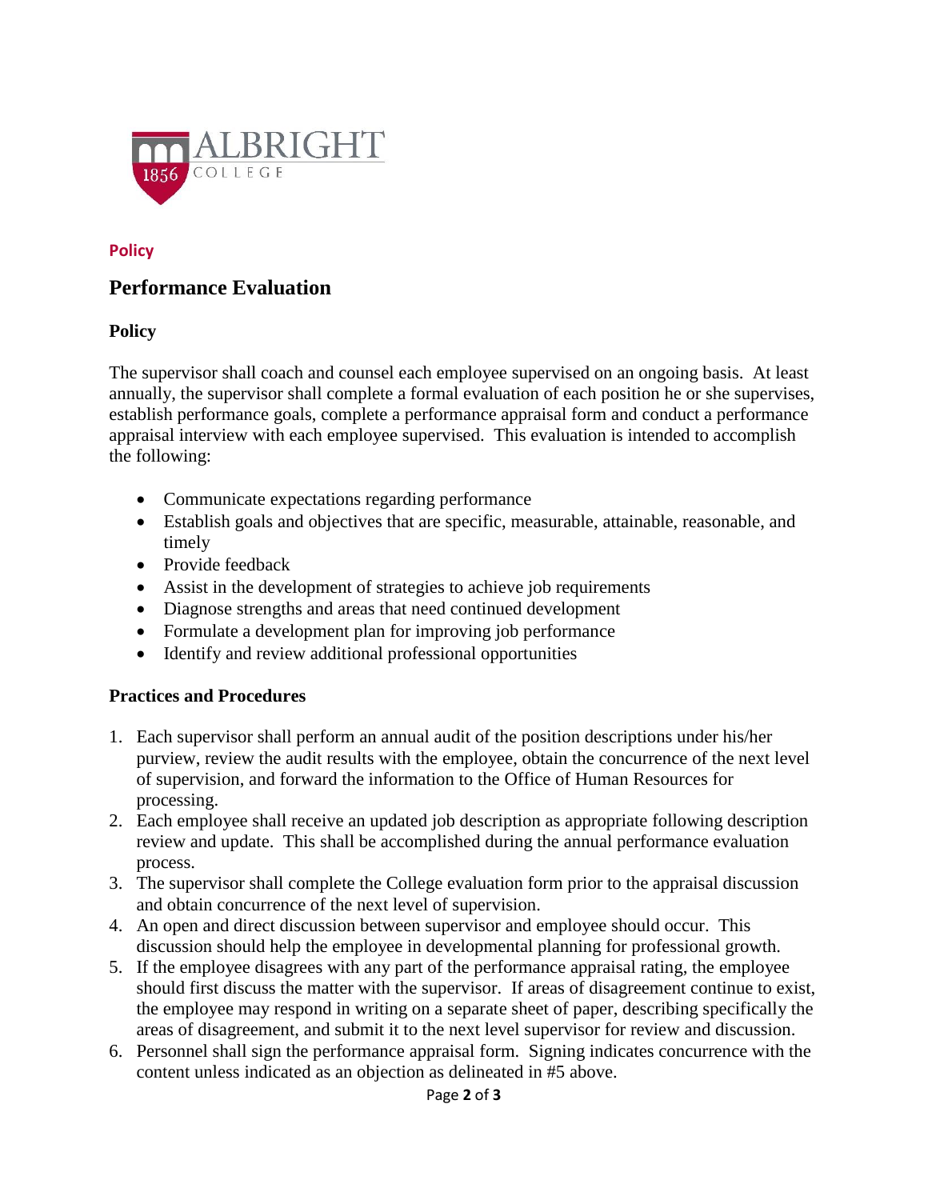**Policy**

# Performance Evaluation

## Policy

The supervisor shall coach and counsel each employee supervised on an ongoing basis. At least annually, the supervisor shall complete a formal evaluation of each position he or she supervises, establish performance goals, complete a performance appraisal form and conduct a performance appraisal interview with each employee supervised. This evaluation is intended to accomplish the following:

- Communicate expectations regarding performance
- Establish goals and objectives that are specific, measurable, attainable, reasonable, and timely
- Provide feedback
- Assist in the development of strategies to achieve job requirements
- Diagnose strengths and areas that need continued development
- Formulate a development plan for improving job performance
- Identify and review additional professional opportunities

## Practices and Procedures

1. Each supervisor shall perform an annual audit of the position descriptions under his/her purview, review the audit results with the employee, obtain the concurrence of the next level of supervision, and forward the information to the Office of Human Resources for processing.
2. Each employee shall receive an updated job description as appropriate following description review and update. This shall be accomplished during the annual performance evaluation process.
3. The supervisor shall complete the College evaluation form prior to the appraisal discussion and obtain concurrence of the next level of supervision.
4. An open and direct discussion between supervisor and employee should occur. This discussion should help the employee in developmental planning for professional growth.
5. If the employee disagrees with any part of the performance appraisal rating, the employee should first discuss the matter with the supervisor. If areas of disagreement continue to exist, the employee may respond in writing on a separate sheet of paper, describing specifically the areas of disagreement, and submit it to the next level supervisor for review and discussion.
6. Personnel shall sign the performance appraisal form. Signing indicates concurrence with the content unless indicated as an objection as delineated in #5 above.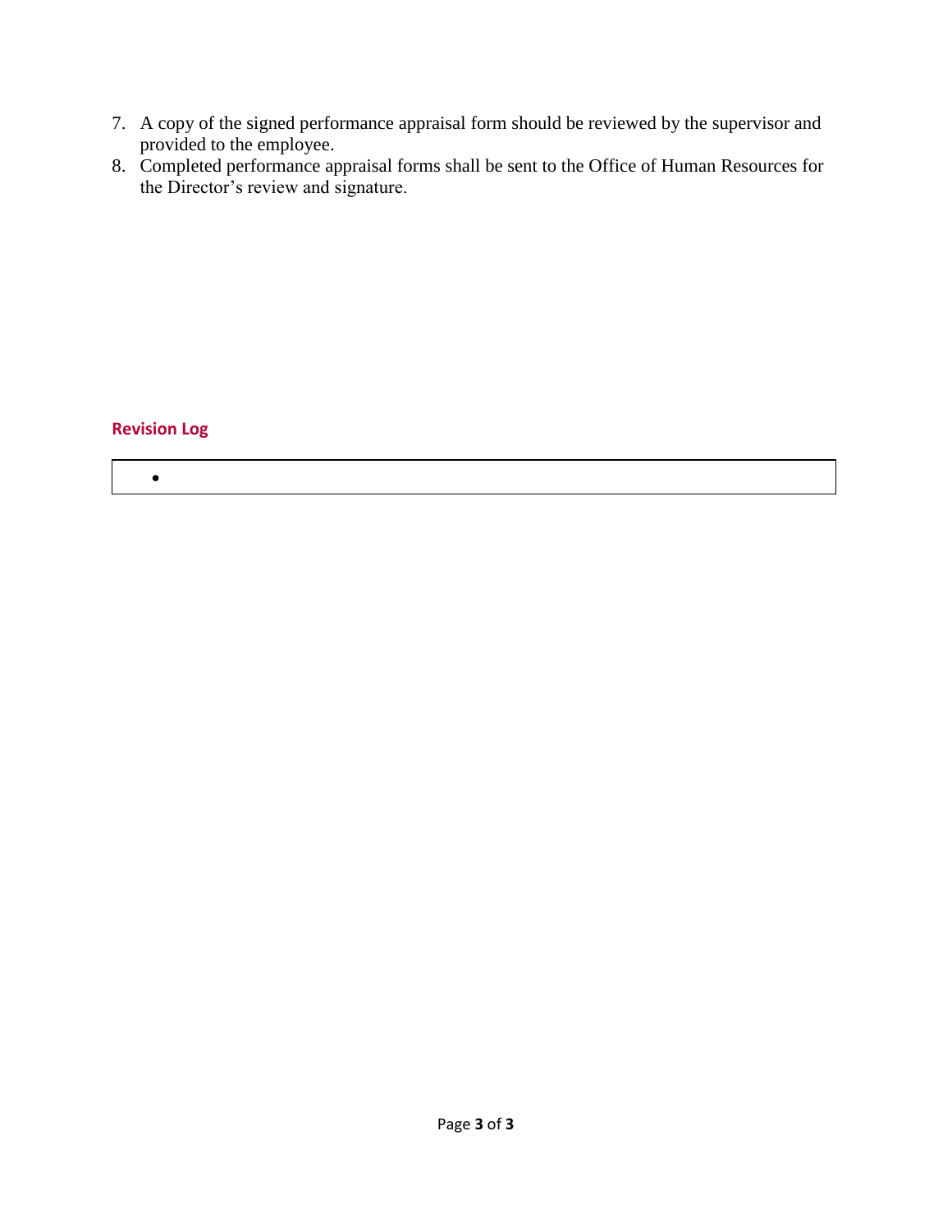7. A copy of the signed performance appraisal form should be reviewed by the supervisor and provided to the employee.
8. Completed performance appraisal forms shall be sent to the Office of Human Resources for the Director's review and signature.

## Revision Log

| |
|---|
| • |